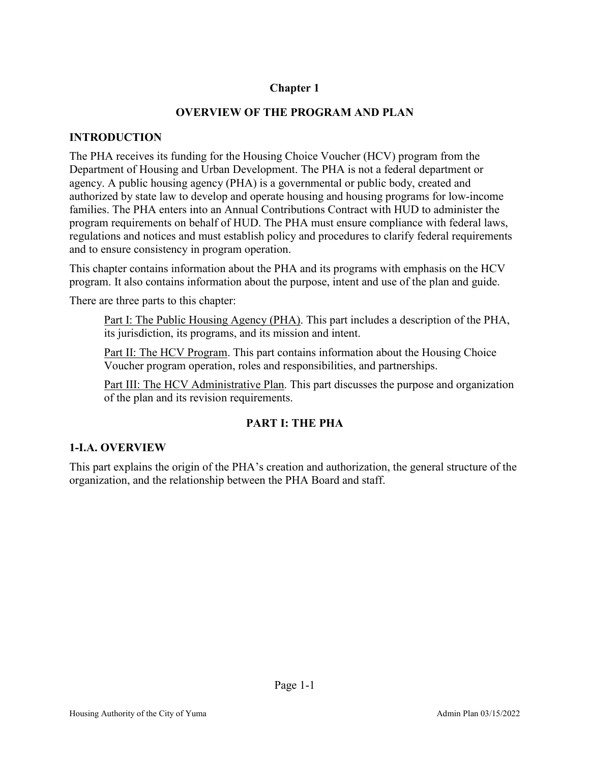# Chapter 1

## OVERVIEW OF THE PROGRAM AND PLAN

### INTRODUCTION

The PHA receives its funding for the Housing Choice Voucher (HCV) program from the Department of Housing and Urban Development. The PHA is not a federal department or agency. A public housing agency (PHA) is a governmental or public body, created and authorized by state law to develop and operate housing and housing programs for low-income families. The PHA enters into an Annual Contributions Contract with HUD to administer the program requirements on behalf of HUD. The PHA must ensure compliance with federal laws, regulations and notices and must establish policy and procedures to clarify federal requirements and to ensure consistency in program operation.

This chapter contains information about the PHA and its programs with emphasis on the HCV program. It also contains information about the purpose, intent and use of the plan and guide.

There are three parts to this chapter:

> Part I: The Public Housing Agency (PHA). This part includes a description of the PHA, its jurisdiction, its programs, and its mission and intent.
>
> Part II: The HCV Program. This part contains information about the Housing Choice Voucher program operation, roles and responsibilities, and partnerships.
>
> Part III: The HCV Administrative Plan. This part discusses the purpose and organization of the plan and its revision requirements.

## PART I: THE PHA

### 1-I.A. OVERVIEW

This part explains the origin of the PHA's creation and authorization, the general structure of the organization, and the relationship between the PHA Board and staff.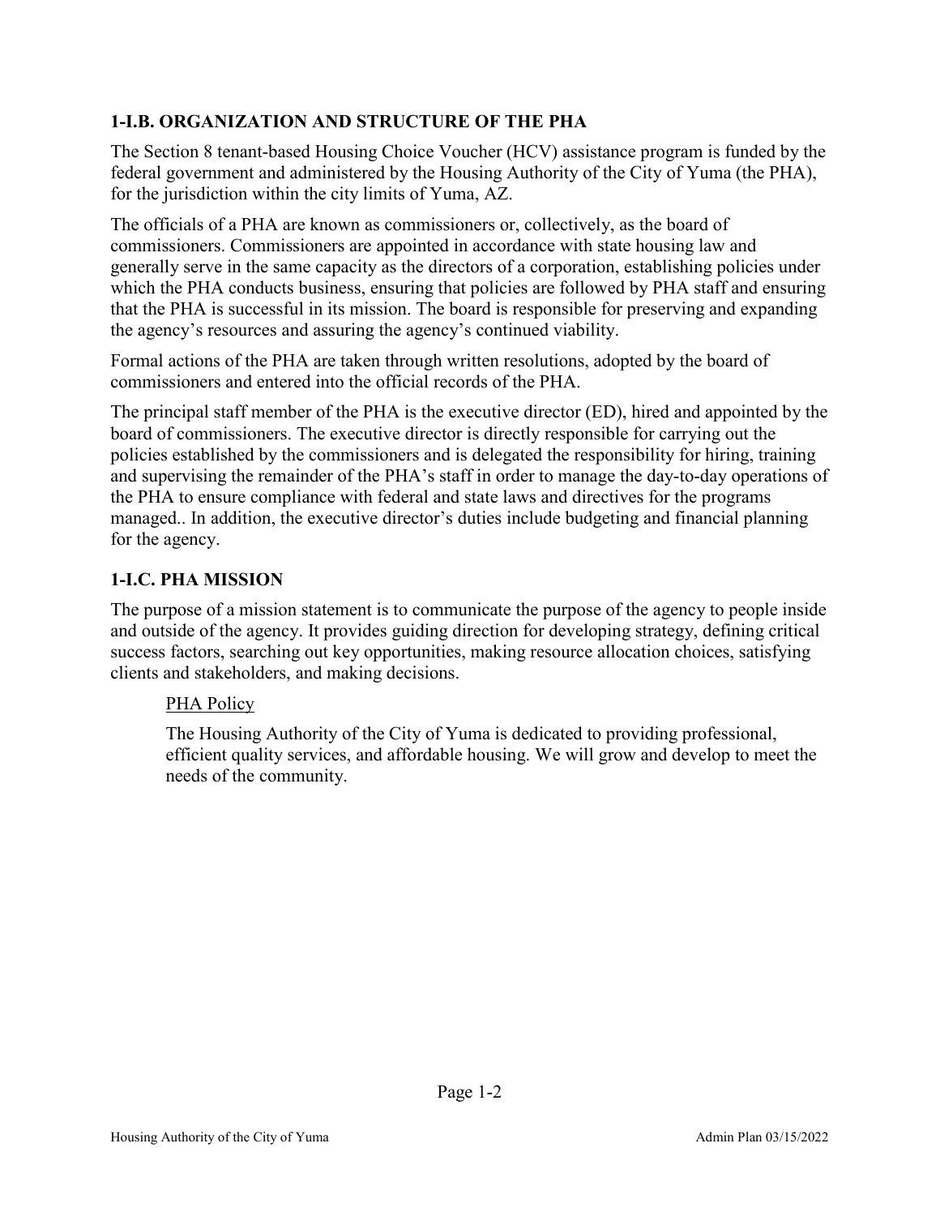## 1-I.B. ORGANIZATION AND STRUCTURE OF THE PHA

The Section 8 tenant-based Housing Choice Voucher (HCV) assistance program is funded by the federal government and administered by the Housing Authority of the City of Yuma (the PHA), for the jurisdiction within the city limits of Yuma, AZ.

The officials of a PHA are known as commissioners or, collectively, as the board of commissioners. Commissioners are appointed in accordance with state housing law and generally serve in the same capacity as the directors of a corporation, establishing policies under which the PHA conducts business, ensuring that policies are followed by PHA staff and ensuring that the PHA is successful in its mission. The board is responsible for preserving and expanding the agency's resources and assuring the agency's continued viability.

Formal actions of the PHA are taken through written resolutions, adopted by the board of commissioners and entered into the official records of the PHA.

The principal staff member of the PHA is the executive director (ED), hired and appointed by the board of commissioners. The executive director is directly responsible for carrying out the policies established by the commissioners and is delegated the responsibility for hiring, training and supervising the remainder of the PHA's staff in order to manage the day-to-day operations of the PHA to ensure compliance with federal and state laws and directives for the programs managed.. In addition, the executive director's duties include budgeting and financial planning for the agency.

## 1-I.C. PHA MISSION

The purpose of a mission statement is to communicate the purpose of the agency to people inside and outside of the agency. It provides guiding direction for developing strategy, defining critical success factors, searching out key opportunities, making resource allocation choices, satisfying clients and stakeholders, and making decisions.

<u>PHA Policy</u>

The Housing Authority of the City of Yuma is dedicated to providing professional, efficient quality services, and affordable housing. We will grow and develop to meet the needs of the community.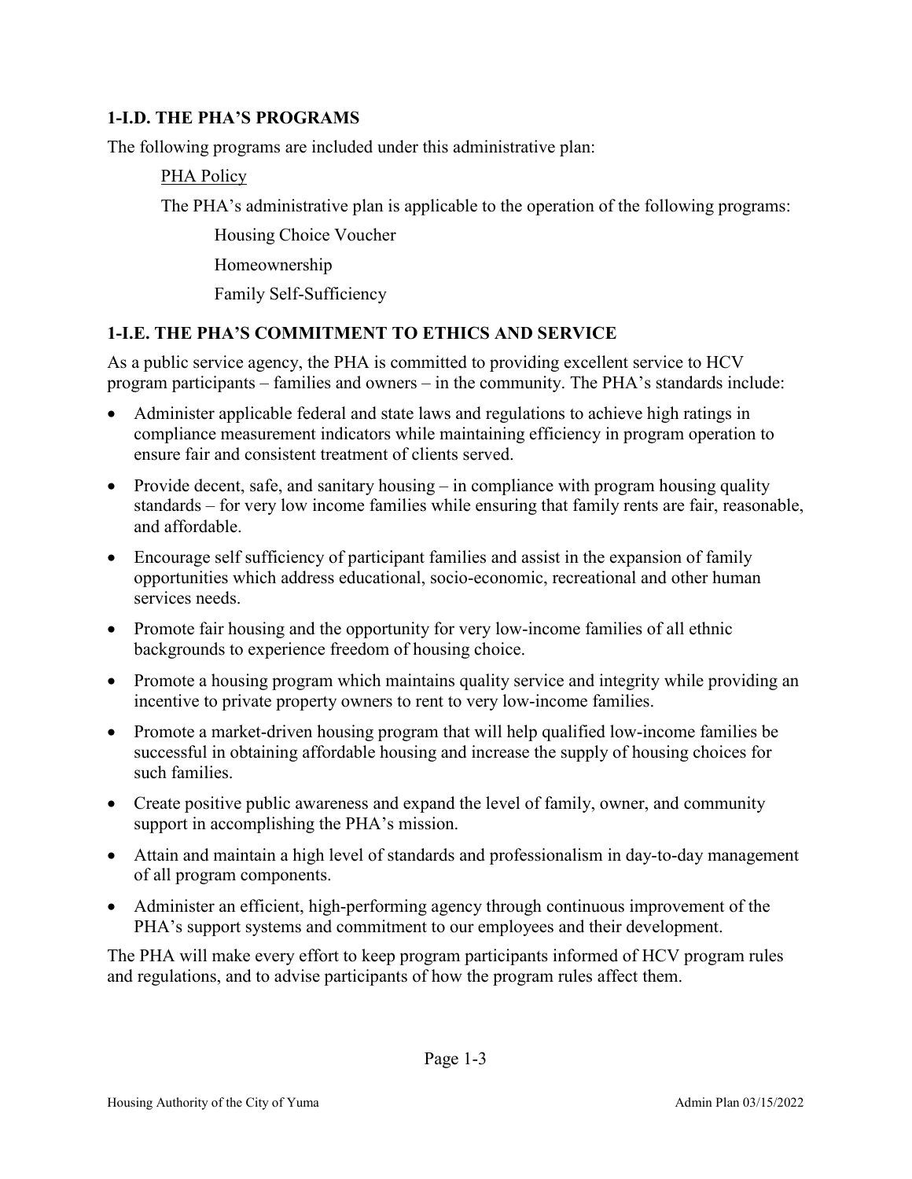### 1-I.D. THE PHA'S PROGRAMS

The following programs are included under this administrative plan:

PHA Policy

The PHA's administrative plan is applicable to the operation of the following programs:

Housing Choice Voucher

Homeownership

Family Self-Sufficiency

### 1-I.E. THE PHA'S COMMITMENT TO ETHICS AND SERVICE

As a public service agency, the PHA is committed to providing excellent service to HCV program participants – families and owners – in the community. The PHA's standards include:

- Administer applicable federal and state laws and regulations to achieve high ratings in compliance measurement indicators while maintaining efficiency in program operation to ensure fair and consistent treatment of clients served.
- Provide decent, safe, and sanitary housing – in compliance with program housing quality standards – for very low income families while ensuring that family rents are fair, reasonable, and affordable.
- Encourage self sufficiency of participant families and assist in the expansion of family opportunities which address educational, socio-economic, recreational and other human services needs.
- Promote fair housing and the opportunity for very low-income families of all ethnic backgrounds to experience freedom of housing choice.
- Promote a housing program which maintains quality service and integrity while providing an incentive to private property owners to rent to very low-income families.
- Promote a market-driven housing program that will help qualified low-income families be successful in obtaining affordable housing and increase the supply of housing choices for such families.
- Create positive public awareness and expand the level of family, owner, and community support in accomplishing the PHA's mission.
- Attain and maintain a high level of standards and professionalism in day-to-day management of all program components.
- Administer an efficient, high-performing agency through continuous improvement of the PHA's support systems and commitment to our employees and their development.

The PHA will make every effort to keep program participants informed of HCV program rules and regulations, and to advise participants of how the program rules affect them.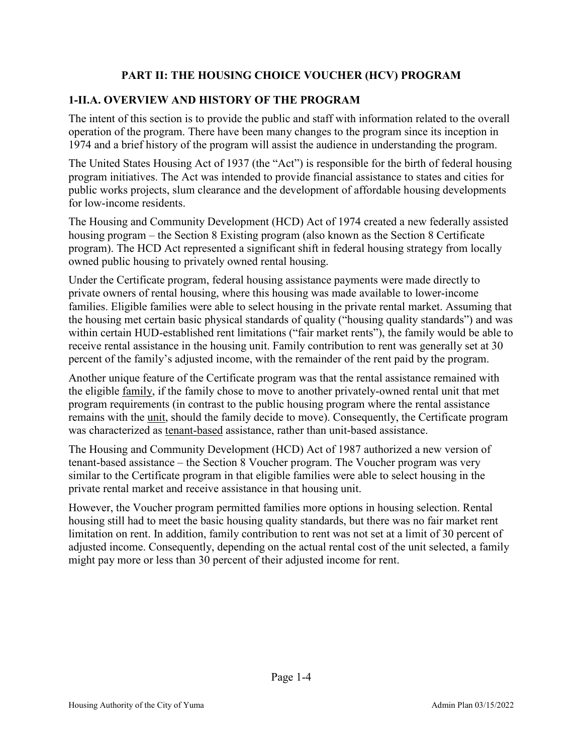## PART II: THE HOUSING CHOICE VOUCHER (HCV) PROGRAM

### 1-II.A. OVERVIEW AND HISTORY OF THE PROGRAM

The intent of this section is to provide the public and staff with information related to the overall operation of the program. There have been many changes to the program since its inception in 1974 and a brief history of the program will assist the audience in understanding the program.

The United States Housing Act of 1937 (the "Act") is responsible for the birth of federal housing program initiatives. The Act was intended to provide financial assistance to states and cities for public works projects, slum clearance and the development of affordable housing developments for low-income residents.

The Housing and Community Development (HCD) Act of 1974 created a new federally assisted housing program – the Section 8 Existing program (also known as the Section 8 Certificate program). The HCD Act represented a significant shift in federal housing strategy from locally owned public housing to privately owned rental housing.

Under the Certificate program, federal housing assistance payments were made directly to private owners of rental housing, where this housing was made available to lower-income families. Eligible families were able to select housing in the private rental market. Assuming that the housing met certain basic physical standards of quality ("housing quality standards") and was within certain HUD-established rent limitations ("fair market rents"), the family would be able to receive rental assistance in the housing unit. Family contribution to rent was generally set at 30 percent of the family's adjusted income, with the remainder of the rent paid by the program.

Another unique feature of the Certificate program was that the rental assistance remained with the eligible <u>family</u>, if the family chose to move to another privately-owned rental unit that met program requirements (in contrast to the public housing program where the rental assistance remains with the <u>unit</u>, should the family decide to move). Consequently, the Certificate program was characterized as <u>tenant-based</u> assistance, rather than unit-based assistance.

The Housing and Community Development (HCD) Act of 1987 authorized a new version of tenant-based assistance – the Section 8 Voucher program. The Voucher program was very similar to the Certificate program in that eligible families were able to select housing in the private rental market and receive assistance in that housing unit.

However, the Voucher program permitted families more options in housing selection. Rental housing still had to meet the basic housing quality standards, but there was no fair market rent limitation on rent. In addition, family contribution to rent was not set at a limit of 30 percent of adjusted income. Consequently, depending on the actual rental cost of the unit selected, a family might pay more or less than 30 percent of their adjusted income for rent.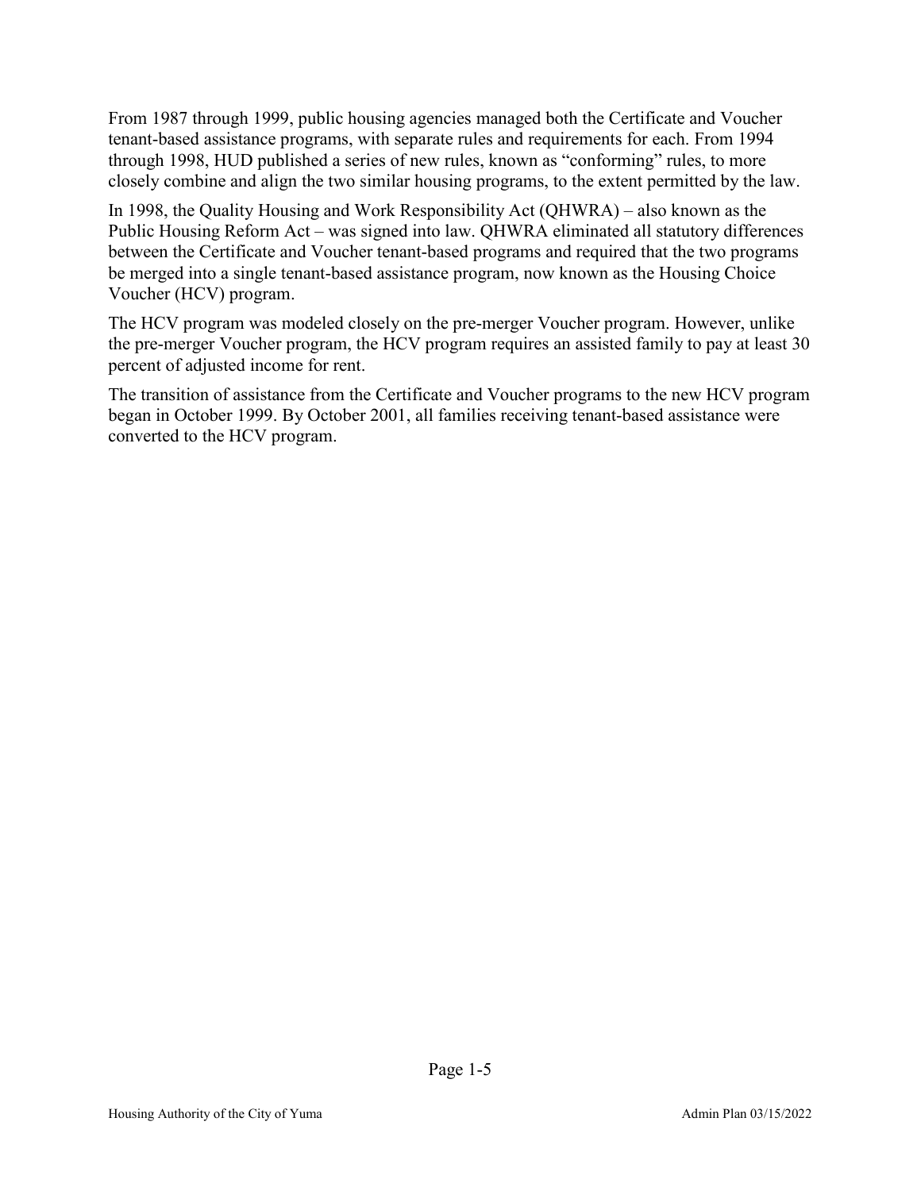From 1987 through 1999, public housing agencies managed both the Certificate and Voucher tenant-based assistance programs, with separate rules and requirements for each. From 1994 through 1998, HUD published a series of new rules, known as "conforming" rules, to more closely combine and align the two similar housing programs, to the extent permitted by the law.

In 1998, the Quality Housing and Work Responsibility Act (QHWRA) – also known as the Public Housing Reform Act – was signed into law. QHWRA eliminated all statutory differences between the Certificate and Voucher tenant-based programs and required that the two programs be merged into a single tenant-based assistance program, now known as the Housing Choice Voucher (HCV) program.

The HCV program was modeled closely on the pre-merger Voucher program. However, unlike the pre-merger Voucher program, the HCV program requires an assisted family to pay at least 30 percent of adjusted income for rent.

The transition of assistance from the Certificate and Voucher programs to the new HCV program began in October 1999. By October 2001, all families receiving tenant-based assistance were converted to the HCV program.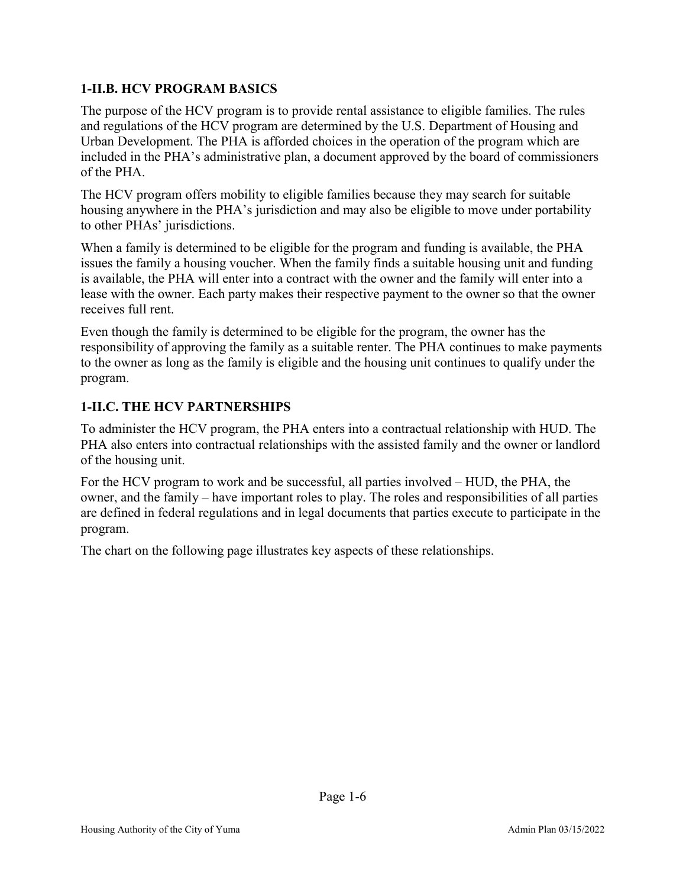## 1-II.B. HCV PROGRAM BASICS

The purpose of the HCV program is to provide rental assistance to eligible families. The rules and regulations of the HCV program are determined by the U.S. Department of Housing and Urban Development. The PHA is afforded choices in the operation of the program which are included in the PHA's administrative plan, a document approved by the board of commissioners of the PHA.

The HCV program offers mobility to eligible families because they may search for suitable housing anywhere in the PHA's jurisdiction and may also be eligible to move under portability to other PHAs' jurisdictions.

When a family is determined to be eligible for the program and funding is available, the PHA issues the family a housing voucher. When the family finds a suitable housing unit and funding is available, the PHA will enter into a contract with the owner and the family will enter into a lease with the owner. Each party makes their respective payment to the owner so that the owner receives full rent.

Even though the family is determined to be eligible for the program, the owner has the responsibility of approving the family as a suitable renter. The PHA continues to make payments to the owner as long as the family is eligible and the housing unit continues to qualify under the program.

## 1-II.C. THE HCV PARTNERSHIPS

To administer the HCV program, the PHA enters into a contractual relationship with HUD. The PHA also enters into contractual relationships with the assisted family and the owner or landlord of the housing unit.

For the HCV program to work and be successful, all parties involved – HUD, the PHA, the owner, and the family – have important roles to play. The roles and responsibilities of all parties are defined in federal regulations and in legal documents that parties execute to participate in the program.

The chart on the following page illustrates key aspects of these relationships.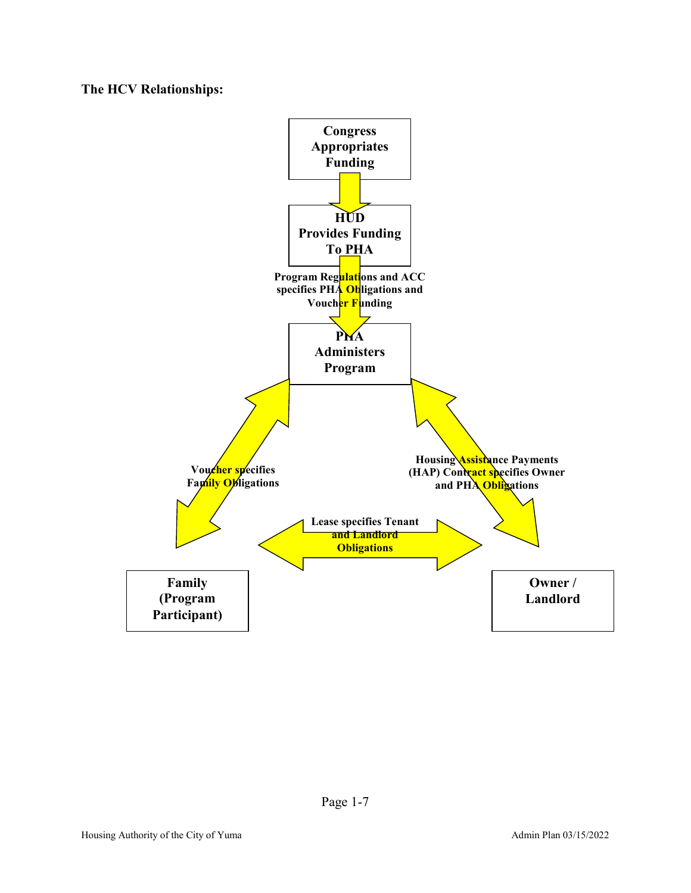**The HCV Relationships:**

Congress Appropriates Funding

HUD Provides Funding To PHA

Program Regulations and ACC specifies PHA Obligations and Voucher Funding

PHA Administers Program

Voucher specifies Family Obligations

Housing Assistance Payments (HAP) Contract specifies Owner and PHA Obligations

Lease specifies Tenant and Landlord Obligations

Family (Program Participant)

Owner / Landlord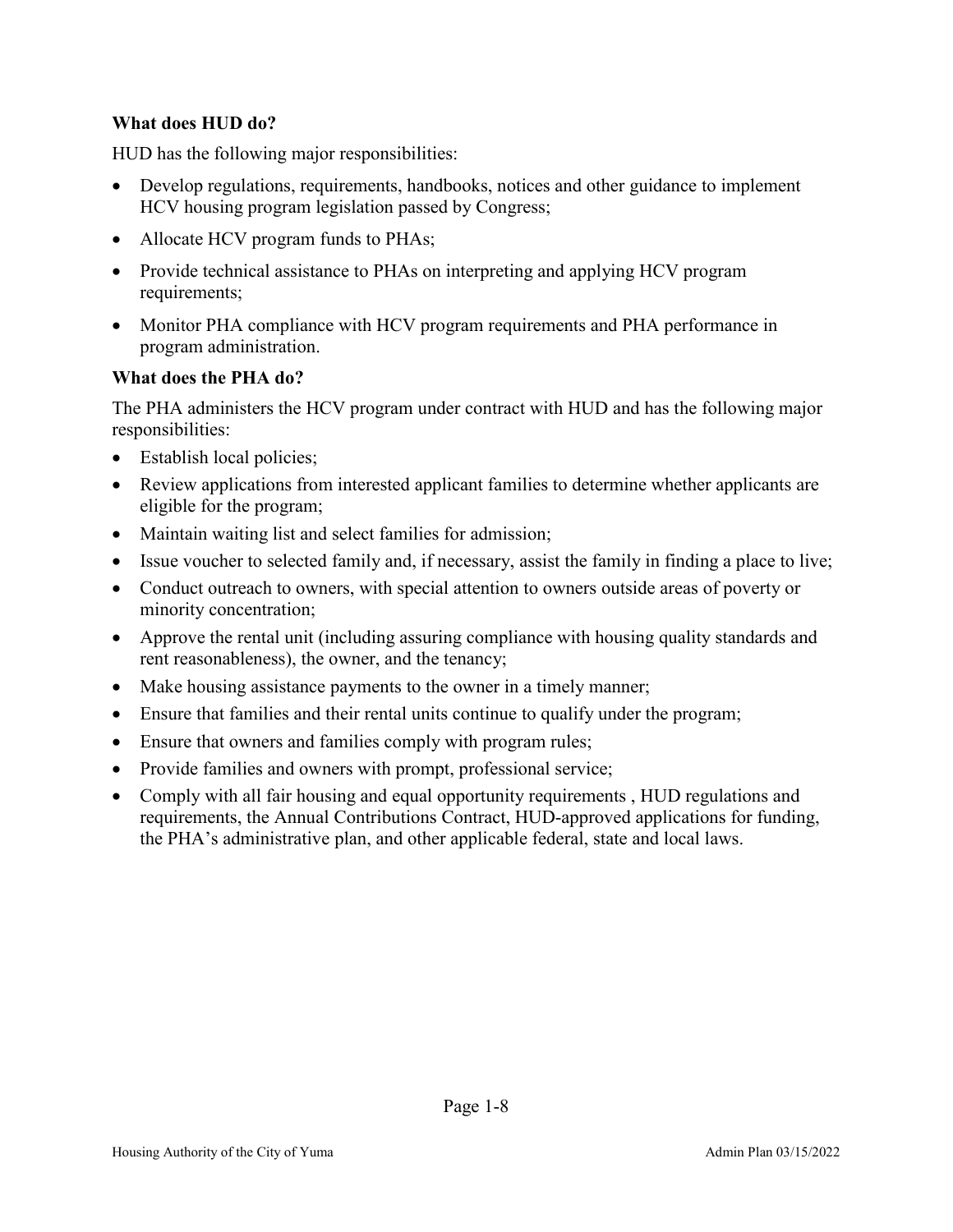**What does HUD do?**

HUD has the following major responsibilities:

- Develop regulations, requirements, handbooks, notices and other guidance to implement HCV housing program legislation passed by Congress;
- Allocate HCV program funds to PHAs;
- Provide technical assistance to PHAs on interpreting and applying HCV program requirements;
- Monitor PHA compliance with HCV program requirements and PHA performance in program administration.

**What does the PHA do?**

The PHA administers the HCV program under contract with HUD and has the following major responsibilities:

- Establish local policies;
- Review applications from interested applicant families to determine whether applicants are eligible for the program;
- Maintain waiting list and select families for admission;
- Issue voucher to selected family and, if necessary, assist the family in finding a place to live;
- Conduct outreach to owners, with special attention to owners outside areas of poverty or minority concentration;
- Approve the rental unit (including assuring compliance with housing quality standards and rent reasonableness), the owner, and the tenancy;
- Make housing assistance payments to the owner in a timely manner;
- Ensure that families and their rental units continue to qualify under the program;
- Ensure that owners and families comply with program rules;
- Provide families and owners with prompt, professional service;
- Comply with all fair housing and equal opportunity requirements , HUD regulations and requirements, the Annual Contributions Contract, HUD-approved applications for funding, the PHA's administrative plan, and other applicable federal, state and local laws.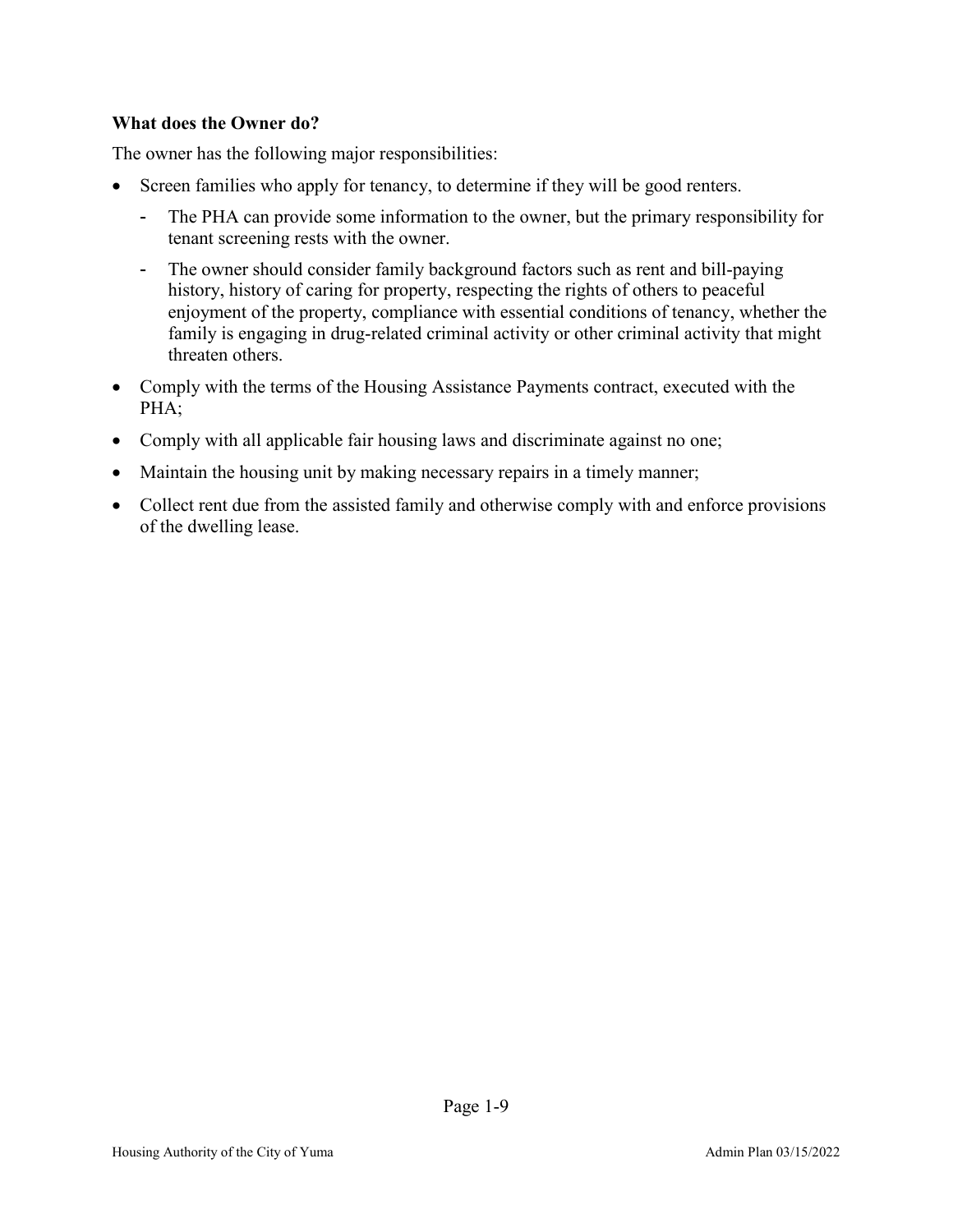**What does the Owner do?**

The owner has the following major responsibilities:

- Screen families who apply for tenancy, to determine if they will be good renters.
  - The PHA can provide some information to the owner, but the primary responsibility for tenant screening rests with the owner.
  - The owner should consider family background factors such as rent and bill-paying history, history of caring for property, respecting the rights of others to peaceful enjoyment of the property, compliance with essential conditions of tenancy, whether the family is engaging in drug-related criminal activity or other criminal activity that might threaten others.
- Comply with the terms of the Housing Assistance Payments contract, executed with the PHA;
- Comply with all applicable fair housing laws and discriminate against no one;
- Maintain the housing unit by making necessary repairs in a timely manner;
- Collect rent due from the assisted family and otherwise comply with and enforce provisions of the dwelling lease.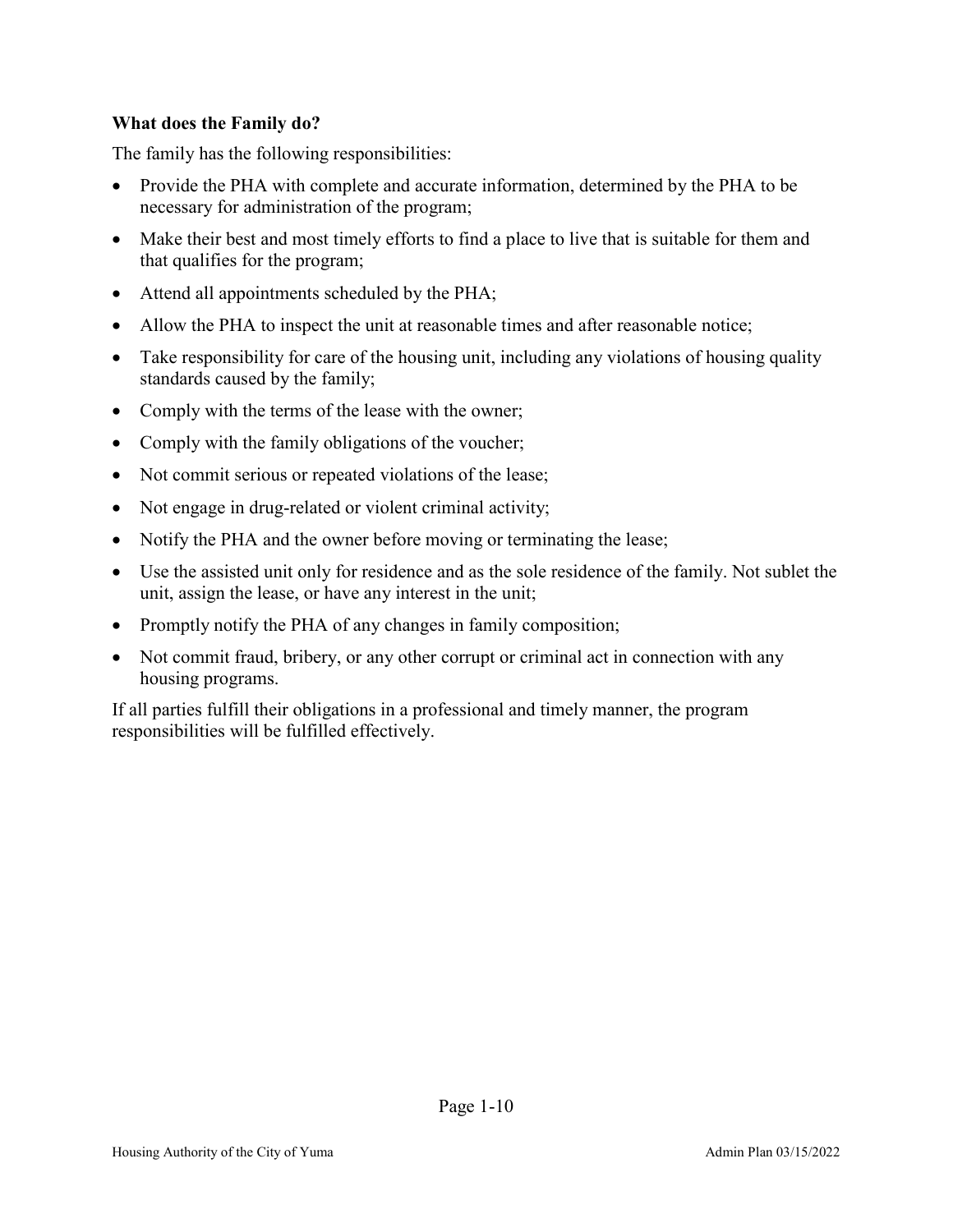**What does the Family do?**

The family has the following responsibilities:

- Provide the PHA with complete and accurate information, determined by the PHA to be necessary for administration of the program;
- Make their best and most timely efforts to find a place to live that is suitable for them and that qualifies for the program;
- Attend all appointments scheduled by the PHA;
- Allow the PHA to inspect the unit at reasonable times and after reasonable notice;
- Take responsibility for care of the housing unit, including any violations of housing quality standards caused by the family;
- Comply with the terms of the lease with the owner;
- Comply with the family obligations of the voucher;
- Not commit serious or repeated violations of the lease;
- Not engage in drug-related or violent criminal activity;
- Notify the PHA and the owner before moving or terminating the lease;
- Use the assisted unit only for residence and as the sole residence of the family. Not sublet the unit, assign the lease, or have any interest in the unit;
- Promptly notify the PHA of any changes in family composition;
- Not commit fraud, bribery, or any other corrupt or criminal act in connection with any housing programs.

If all parties fulfill their obligations in a professional and timely manner, the program responsibilities will be fulfilled effectively.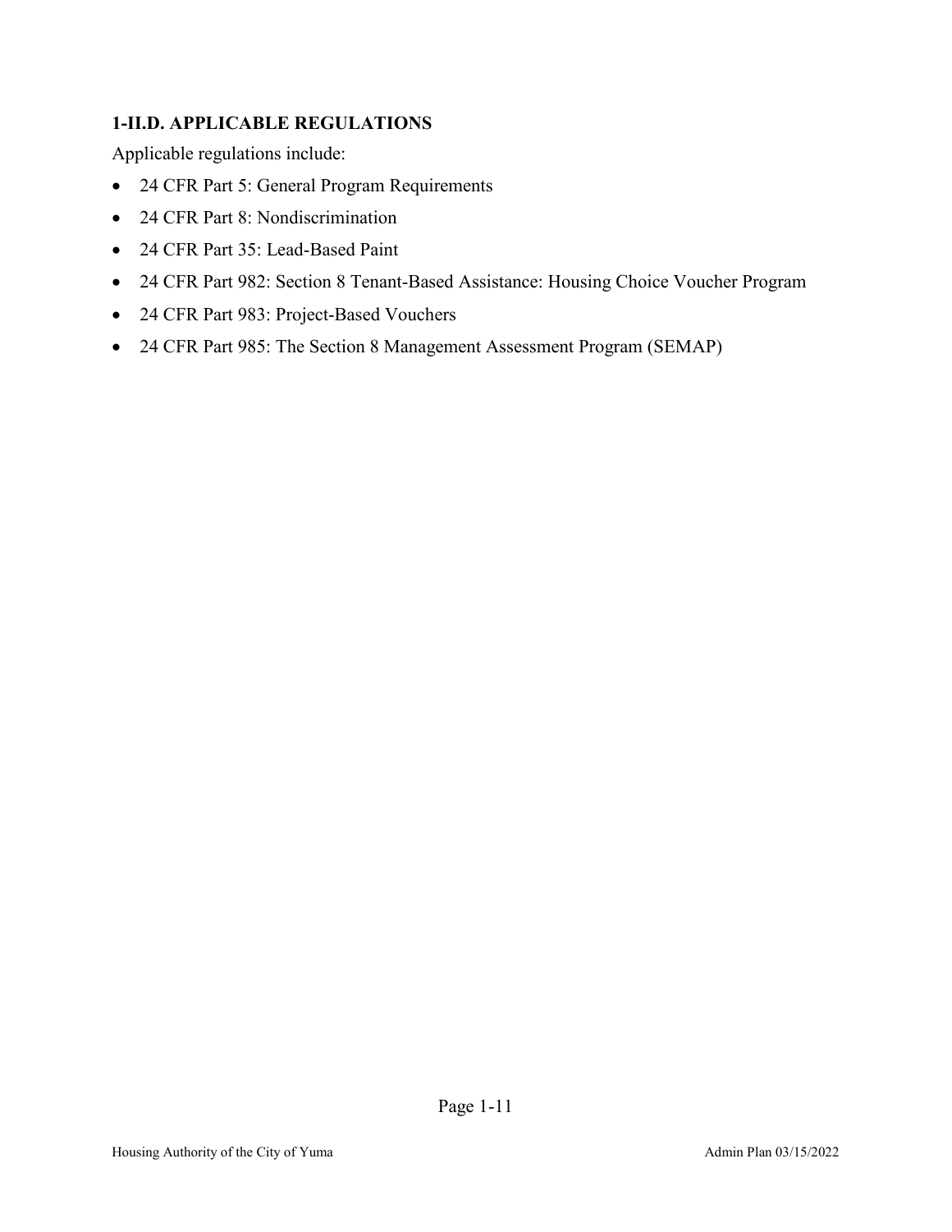### 1-II.D. APPLICABLE REGULATIONS

Applicable regulations include:

- 24 CFR Part 5: General Program Requirements
- 24 CFR Part 8: Nondiscrimination
- 24 CFR Part 35: Lead-Based Paint
- 24 CFR Part 982: Section 8 Tenant-Based Assistance: Housing Choice Voucher Program
- 24 CFR Part 983: Project-Based Vouchers
- 24 CFR Part 985: The Section 8 Management Assessment Program (SEMAP)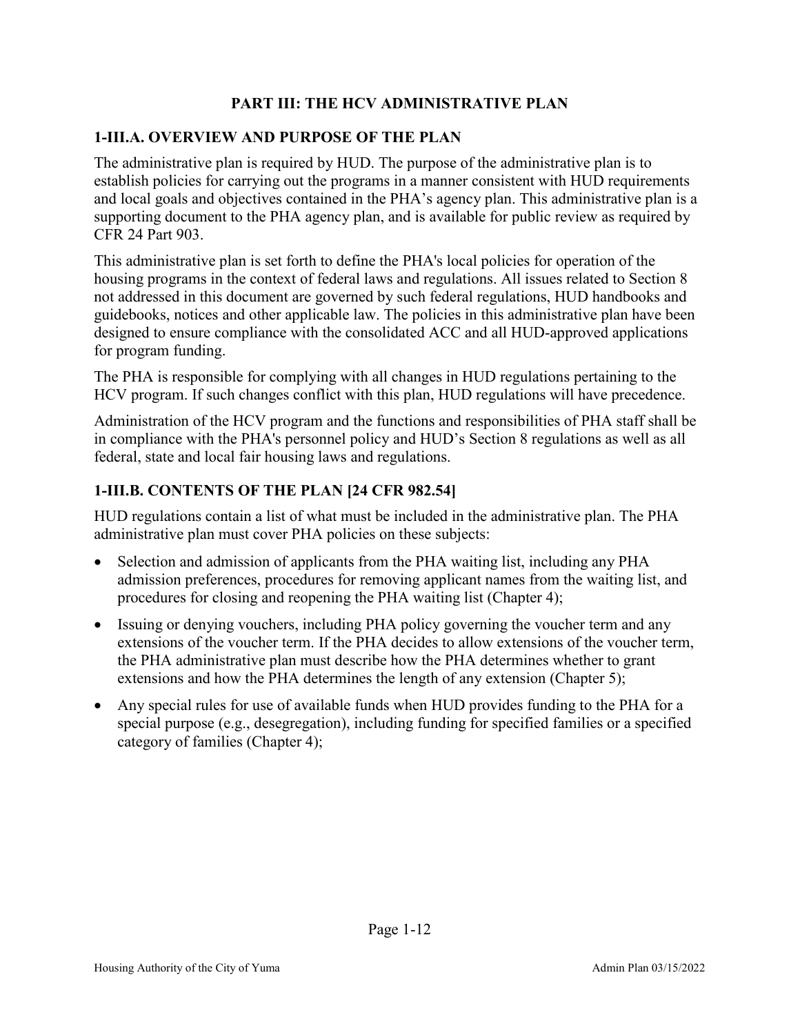## PART III: THE HCV ADMINISTRATIVE PLAN

### 1-III.A. OVERVIEW AND PURPOSE OF THE PLAN

The administrative plan is required by HUD. The purpose of the administrative plan is to establish policies for carrying out the programs in a manner consistent with HUD requirements and local goals and objectives contained in the PHA's agency plan. This administrative plan is a supporting document to the PHA agency plan, and is available for public review as required by CFR 24 Part 903.

This administrative plan is set forth to define the PHA's local policies for operation of the housing programs in the context of federal laws and regulations. All issues related to Section 8 not addressed in this document are governed by such federal regulations, HUD handbooks and guidebooks, notices and other applicable law. The policies in this administrative plan have been designed to ensure compliance with the consolidated ACC and all HUD-approved applications for program funding.

The PHA is responsible for complying with all changes in HUD regulations pertaining to the HCV program. If such changes conflict with this plan, HUD regulations will have precedence.

Administration of the HCV program and the functions and responsibilities of PHA staff shall be in compliance with the PHA's personnel policy and HUD's Section 8 regulations as well as all federal, state and local fair housing laws and regulations.

### 1-III.B. CONTENTS OF THE PLAN [24 CFR 982.54]

HUD regulations contain a list of what must be included in the administrative plan. The PHA administrative plan must cover PHA policies on these subjects:

- Selection and admission of applicants from the PHA waiting list, including any PHA admission preferences, procedures for removing applicant names from the waiting list, and procedures for closing and reopening the PHA waiting list (Chapter 4);
- Issuing or denying vouchers, including PHA policy governing the voucher term and any extensions of the voucher term. If the PHA decides to allow extensions of the voucher term, the PHA administrative plan must describe how the PHA determines whether to grant extensions and how the PHA determines the length of any extension (Chapter 5);
- Any special rules for use of available funds when HUD provides funding to the PHA for a special purpose (e.g., desegregation), including funding for specified families or a specified category of families (Chapter 4);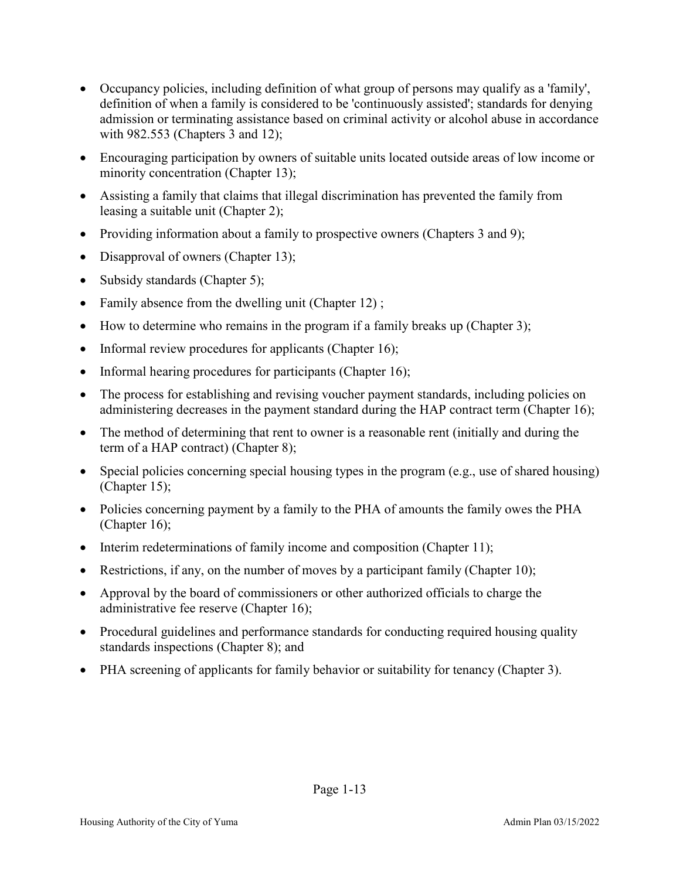- Occupancy policies, including definition of what group of persons may qualify as a 'family', definition of when a family is considered to be 'continuously assisted'; standards for denying admission or terminating assistance based on criminal activity or alcohol abuse in accordance with 982.553 (Chapters 3 and 12);
- Encouraging participation by owners of suitable units located outside areas of low income or minority concentration (Chapter 13);
- Assisting a family that claims that illegal discrimination has prevented the family from leasing a suitable unit (Chapter 2);
- Providing information about a family to prospective owners (Chapters 3 and 9);
- Disapproval of owners (Chapter 13);
- Subsidy standards (Chapter 5);
- Family absence from the dwelling unit (Chapter 12) ;
- How to determine who remains in the program if a family breaks up (Chapter 3);
- Informal review procedures for applicants (Chapter 16);
- Informal hearing procedures for participants (Chapter 16);
- The process for establishing and revising voucher payment standards, including policies on administering decreases in the payment standard during the HAP contract term (Chapter 16);
- The method of determining that rent to owner is a reasonable rent (initially and during the term of a HAP contract) (Chapter 8);
- Special policies concerning special housing types in the program (e.g., use of shared housing) (Chapter 15);
- Policies concerning payment by a family to the PHA of amounts the family owes the PHA (Chapter 16);
- Interim redeterminations of family income and composition (Chapter 11);
- Restrictions, if any, on the number of moves by a participant family (Chapter 10);
- Approval by the board of commissioners or other authorized officials to charge the administrative fee reserve (Chapter 16);
- Procedural guidelines and performance standards for conducting required housing quality standards inspections (Chapter 8); and
- PHA screening of applicants for family behavior or suitability for tenancy (Chapter 3).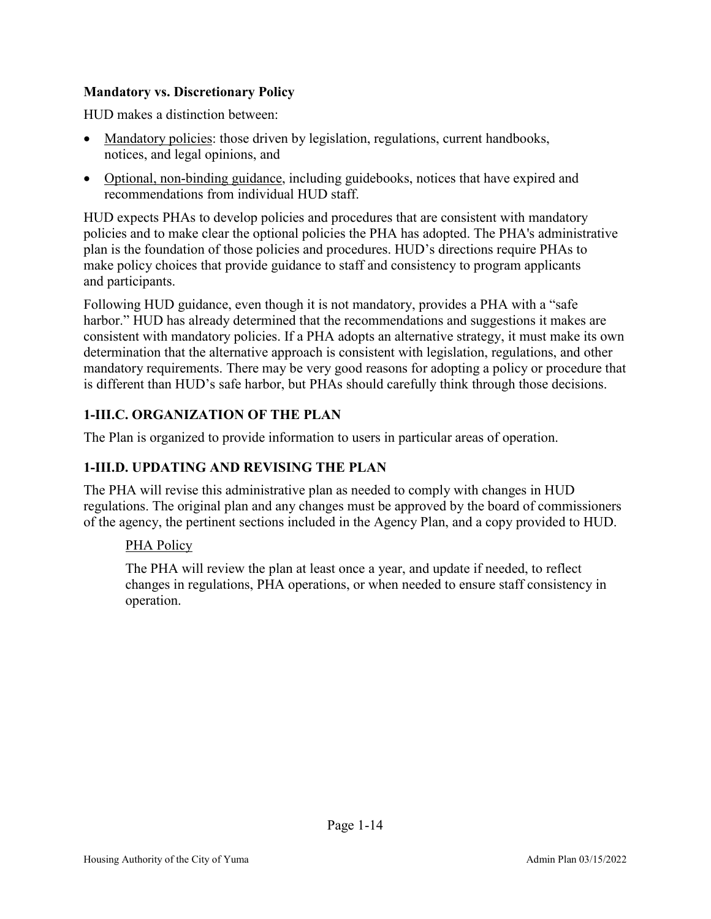**Mandatory vs. Discretionary Policy**

HUD makes a distinction between:

- <u>Mandatory policies</u>: those driven by legislation, regulations, current handbooks, notices, and legal opinions, and
- <u>Optional, non-binding guidance</u>, including guidebooks, notices that have expired and recommendations from individual HUD staff.

HUD expects PHAs to develop policies and procedures that are consistent with mandatory policies and to make clear the optional policies the PHA has adopted. The PHA's administrative plan is the foundation of those policies and procedures. HUD's directions require PHAs to make policy choices that provide guidance to staff and consistency to program applicants and participants.

Following HUD guidance, even though it is not mandatory, provides a PHA with a "safe harbor." HUD has already determined that the recommendations and suggestions it makes are consistent with mandatory policies. If a PHA adopts an alternative strategy, it must make its own determination that the alternative approach is consistent with legislation, regulations, and other mandatory requirements. There may be very good reasons for adopting a policy or procedure that is different than HUD's safe harbor, but PHAs should carefully think through those decisions.

## 1-III.C. ORGANIZATION OF THE PLAN

The Plan is organized to provide information to users in particular areas of operation.

## 1-III.D. UPDATING AND REVISING THE PLAN

The PHA will revise this administrative plan as needed to comply with changes in HUD regulations. The original plan and any changes must be approved by the board of commissioners of the agency, the pertinent sections included in the Agency Plan, and a copy provided to HUD.

> <u>PHA Policy</u>
>
> The PHA will review the plan at least once a year, and update if needed, to reflect changes in regulations, PHA operations, or when needed to ensure staff consistency in operation.